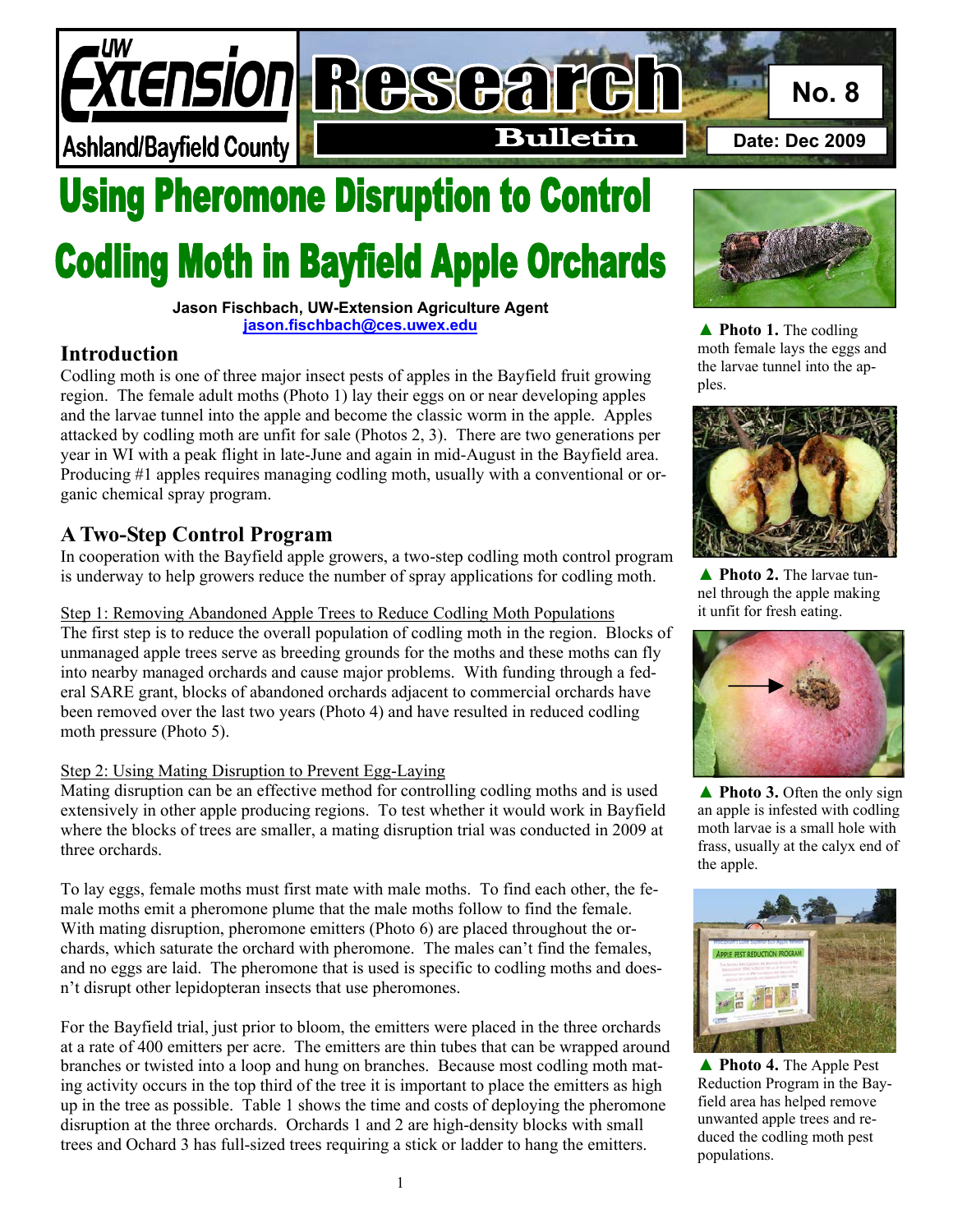UW Extension Ashland/Bayfield County

Research Bulletin

No. 8

Date: Dec 2009

# Using Pheromone Disruption to Control Codling Moth in Bayfield Apple Orchards

**Jason Fischbach, UW-Extension Agriculture Agent**
jason.fischbach@ces.uwex.edu

## Introduction

Codling moth is one of three major insect pests of apples in the Bayfield fruit growing region. The female adult moths (Photo 1) lay their eggs on or near developing apples and the larvae tunnel into the apple and become the classic worm in the apple. Apples attacked by codling moth are unfit for sale (Photos 2, 3). There are two generations per year in WI with a peak flight in late-June and again in mid-August in the Bayfield area. Producing #1 apples requires managing codling moth, usually with a conventional or organic chemical spray program.

## A Two-Step Control Program

In cooperation with the Bayfield apple growers, a two-step codling moth control program is underway to help growers reduce the number of spray applications for codling moth.

Step 1: Removing Abandoned Apple Trees to Reduce Codling Moth Populations

The first step is to reduce the overall population of codling moth in the region. Blocks of unmanaged apple trees serve as breeding grounds for the moths and these moths can fly into nearby managed orchards and cause major problems. With funding through a federal SARE grant, blocks of abandoned orchards adjacent to commercial orchards have been removed over the last two years (Photo 4) and have resulted in reduced codling moth pressure (Photo 5).

Step 2: Using Mating Disruption to Prevent Egg-Laying

Mating disruption can be an effective method for controlling codling moths and is used extensively in other apple producing regions. To test whether it would work in Bayfield where the blocks of trees are smaller, a mating disruption trial was conducted in 2009 at three orchards.

To lay eggs, female moths must first mate with male moths. To find each other, the female moths emit a pheromone plume that the male moths follow to find the female. With mating disruption, pheromone emitters (Photo 6) are placed throughout the orchards, which saturate the orchard with pheromone. The males can't find the females, and no eggs are laid. The pheromone that is used is specific to codling moths and doesn't disrupt other lepidopteran insects that use pheromones.

For the Bayfield trial, just prior to bloom, the emitters were placed in the three orchards at a rate of 400 emitters per acre. The emitters are thin tubes that can be wrapped around branches or twisted into a loop and hung on branches. Because most codling moth mating activity occurs in the top third of the tree it is important to place the emitters as high up in the tree as possible. Table 1 shows the time and costs of deploying the pheromone disruption at the three orchards. Orchards 1 and 2 are high-density blocks with small trees and Ochard 3 has full-sized trees requiring a stick or ladder to hang the emitters.

▲ **Photo 1.** The codling moth female lays the eggs and the larvae tunnel into the apples.

▲ **Photo 2.** The larvae tunnel through the apple making it unfit for fresh eating.

▲ **Photo 3.** Often the only sign an apple is infested with codling moth larvae is a small hole with frass, usually at the calyx end of the apple.

▲ **Photo 4.** The Apple Pest Reduction Program in the Bayfield area has helped remove unwanted apple trees and reduced the codling moth pest populations.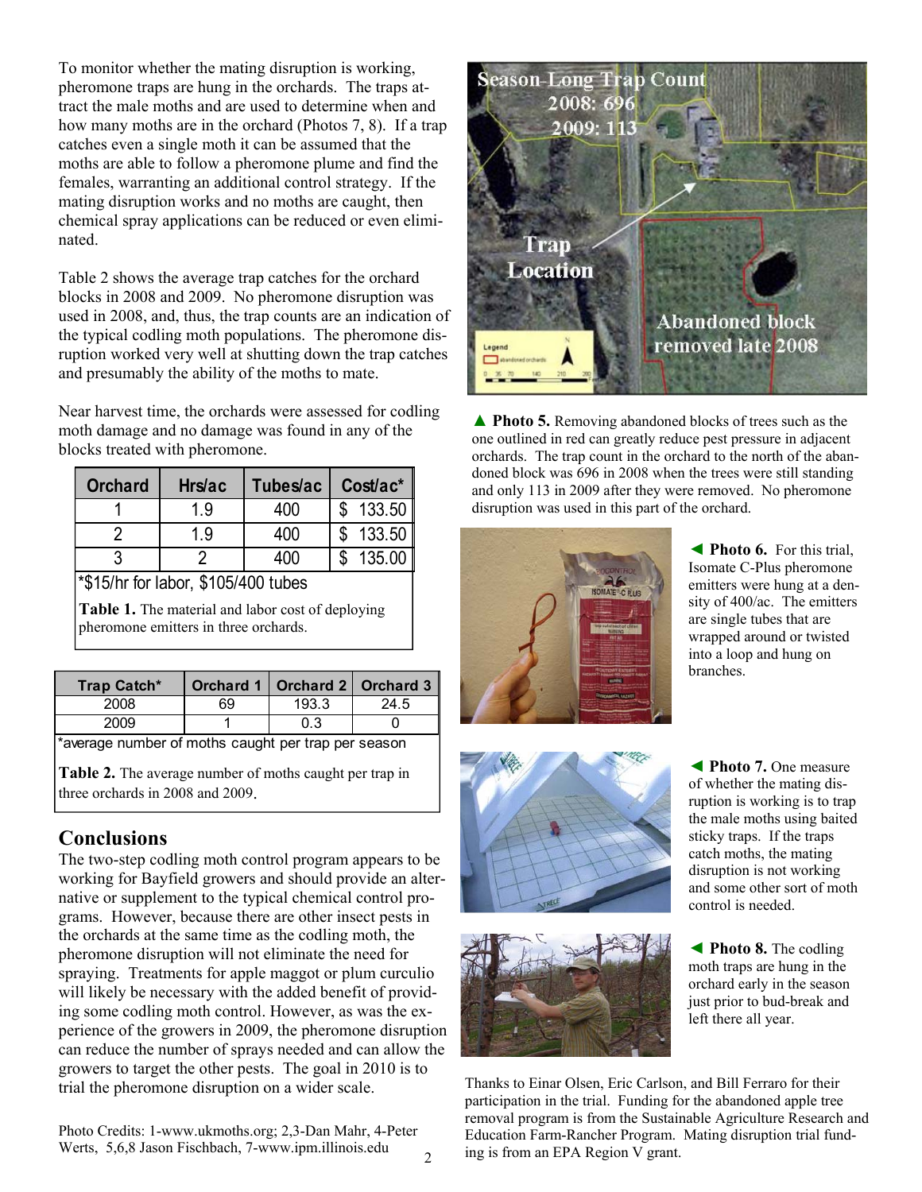To monitor whether the mating disruption is working, pheromone traps are hung in the orchards. The traps attract the male moths and are used to determine when and how many moths are in the orchard (Photos 7, 8). If a trap catches even a single moth it can be assumed that the moths are able to follow a pheromone plume and find the females, warranting an additional control strategy. If the mating disruption works and no moths are caught, then chemical spray applications can be reduced or even eliminated.

Table 2 shows the average trap catches for the orchard blocks in 2008 and 2009. No pheromone disruption was used in 2008, and, thus, the trap counts are an indication of the typical codling moth populations. The pheromone disruption worked very well at shutting down the trap catches and presumably the ability of the moths to mate.

Near harvest time, the orchards were assessed for codling moth damage and no damage was found in any of the blocks treated with pheromone.

| Orchard | Hrs/ac | Tubes/ac | Cost/ac* |
|---|---|---|---|
| 1 | 1.9 | 400 | $ 133.50 |
| 2 | 1.9 | 400 | $ 133.50 |
| 3 | 2 | 400 | $ 135.00 |

*$15/hr for labor, $105/400 tubes

**Table 1.** The material and labor cost of deploying pheromone emitters in three orchards.

| Trap Catch* | Orchard 1 | Orchard 2 | Orchard 3 |
|---|---|---|---|
| 2008 | 69 | 193.3 | 24.5 |
| 2009 | 1 | 0.3 | 0 |

*average number of moths caught per trap per season

**Table 2.** The average number of moths caught per trap in three orchards in 2008 and 2009.

## Conclusions

The two-step codling moth control program appears to be working for Bayfield growers and should provide an alternative or supplement to the typical chemical control programs. However, because there are other insect pests in the orchards at the same time as the codling moth, the pheromone disruption will not eliminate the need for spraying. Treatments for apple maggot or plum curculio will likely be necessary with the added benefit of providing some codling moth control. However, as was the experience of the growers in 2009, the pheromone disruption can reduce the number of sprays needed and can allow the growers to target the other pests. The goal in 2010 is to trial the pheromone disruption on a wider scale.

Photo Credits: 1-www.ukmoths.org; 2,3-Dan Mahr, 4-Peter Werts, 5,6,8 Jason Fischbach, 7-www.ipm.illinois.edu

Season-Long Trap Count
2008: 696
2009: 113
Trap Location
Abandoned block removed late 2008
Legend
abandoned orchards

▲ **Photo 5.** Removing abandoned blocks of trees such as the one outlined in red can greatly reduce pest pressure in adjacent orchards. The trap count in the orchard to the north of the abandoned block was 696 in 2008 when the trees were still standing and only 113 in 2009 after they were removed. No pheromone disruption was used in this part of the orchard.

◄ **Photo 6.** For this trial, Isomate C-Plus pheromone emitters were hung at a density of 400/ac. The emitters are single tubes that are wrapped around or twisted into a loop and hung on branches.

◄ **Photo 7.** One measure of whether the mating disruption is working is to trap the male moths using baited sticky traps. If the traps catch moths, the mating disruption is not working and some other sort of moth control is needed.

◄ **Photo 8.** The codling moth traps are hung in the orchard early in the season just prior to bud-break and left there all year.

Thanks to Einar Olsen, Eric Carlson, and Bill Ferraro for their participation in the trial. Funding for the abandoned apple tree removal program is from the Sustainable Agriculture Research and Education Farm-Rancher Program. Mating disruption trial funding is from an EPA Region V grant.